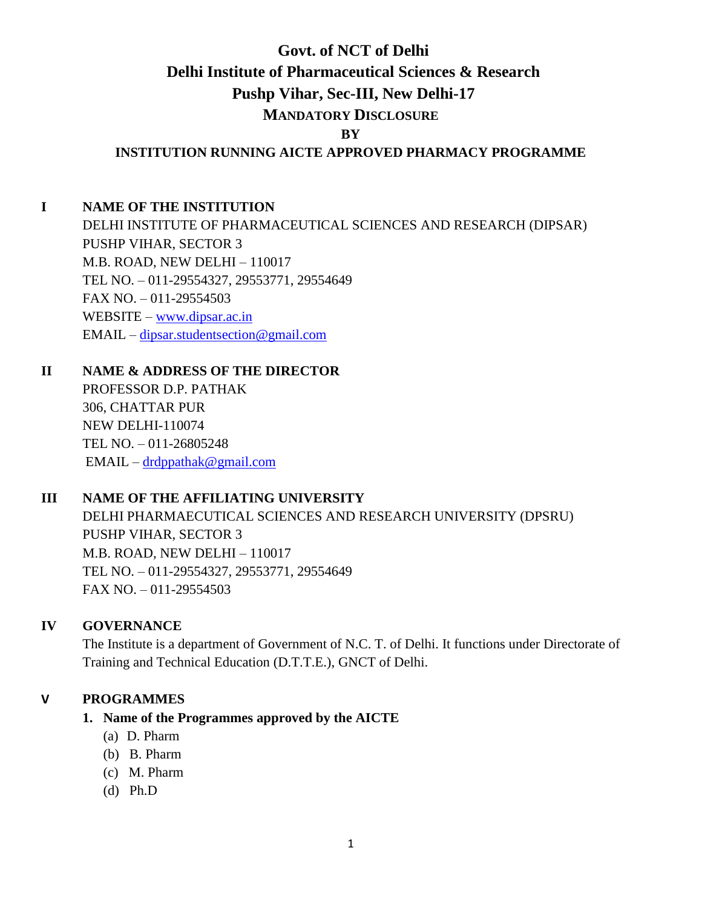# Govt. of NCT of Delhi

# Delhi Institute of Pharmaceutical Sciences & Research

# Pushp Vihar, Sec-III, New Delhi-17

## MANDATORY DISCLOSURE

**BY**

**INSTITUTION RUNNING AICTE APPROVED PHARMACY PROGRAMME**

**I NAME OF THE INSTITUTION**

DELHI INSTITUTE OF PHARMACEUTICAL SCIENCES AND RESEARCH (DIPSAR)
PUSHP VIHAR, SECTOR 3
M.B. ROAD, NEW DELHI – 110017
TEL NO. – 011-29554327, 29553771, 29554649
FAX NO. – 011-29554503
WEBSITE – www.dipsar.ac.in
EMAIL – dipsar.studentsection@gmail.com

**II NAME & ADDRESS OF THE DIRECTOR**

PROFESSOR D.P. PATHAK
306, CHATTAR PUR
NEW DELHI-110074
TEL NO. – 011-26805248
EMAIL – drdppathak@gmail.com

**III NAME OF THE AFFILIATING UNIVERSITY**

DELHI PHARMAECUTICAL SCIENCES AND RESEARCH UNIVERSITY (DPSRU)
PUSHP VIHAR, SECTOR 3
M.B. ROAD, NEW DELHI – 110017
TEL NO. – 011-29554327, 29553771, 29554649
FAX NO. – 011-29554503

**IV GOVERNANCE**

The Institute is a department of Government of N.C. T. of Delhi. It functions under Directorate of Training and Technical Education (D.T.T.E.), GNCT of Delhi.

**V PROGRAMMES**

**1. Name of the Programmes approved by the AICTE**

(a) D. Pharm
(b) B. Pharm
(c) M. Pharm
(d) Ph.D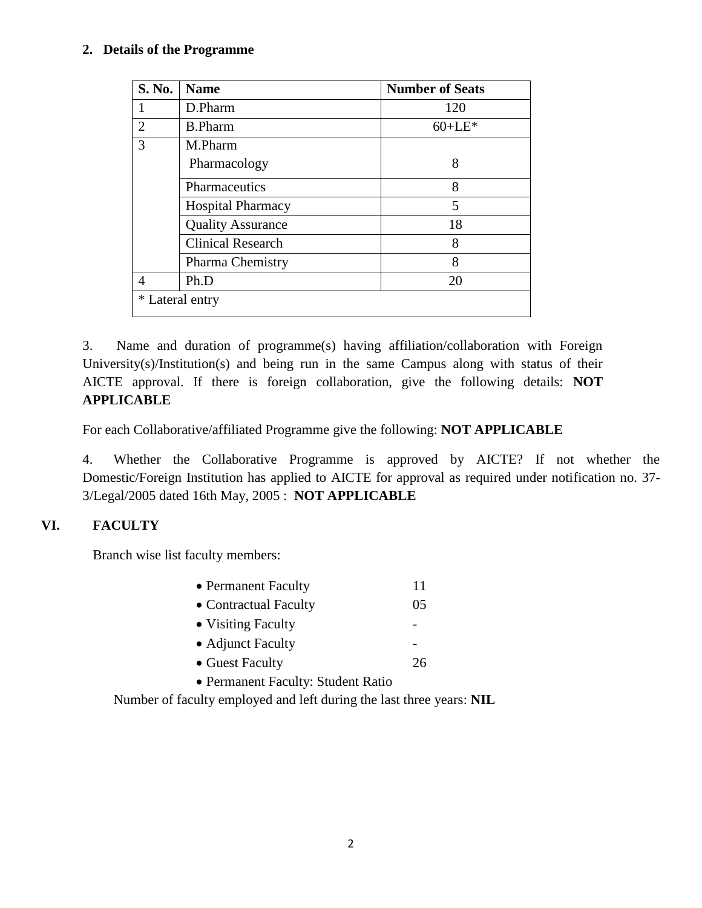## 2. Details of the Programme

| S. No. | Name | Number of Seats |
|---|---|---|
| 1 | D.Pharm | 120 |
| 2 | B.Pharm | 60+LE* |
| 3 | M.Pharm<br>Pharmacology | 8 |
| | Pharmaceutics | 8 |
| | Hospital Pharmacy | 5 |
| | Quality Assurance | 18 |
| | Clinical Research | 8 |
| | Pharma Chemistry | 8 |
| 4 | Ph.D | 20 |
| * Lateral entry | | |

3. Name and duration of programme(s) having affiliation/collaboration with Foreign University(s)/Institution(s) and being run in the same Campus along with status of their AICTE approval. If there is foreign collaboration, give the following details: **NOT APPLICABLE**

For each Collaborative/affiliated Programme give the following: **NOT APPLICABLE**

4. Whether the Collaborative Programme is approved by AICTE? If not whether the Domestic/Foreign Institution has applied to AICTE for approval as required under notification no. 37-3/Legal/2005 dated 16th May, 2005 : **NOT APPLICABLE**

## VI. FACULTY

Branch wise list faculty members:

- Permanent Faculty 11
- Contractual Faculty 05
- Visiting Faculty -
- Adjunct Faculty -
- Guest Faculty 26
- Permanent Faculty: Student Ratio

Number of faculty employed and left during the last three years: **NIL**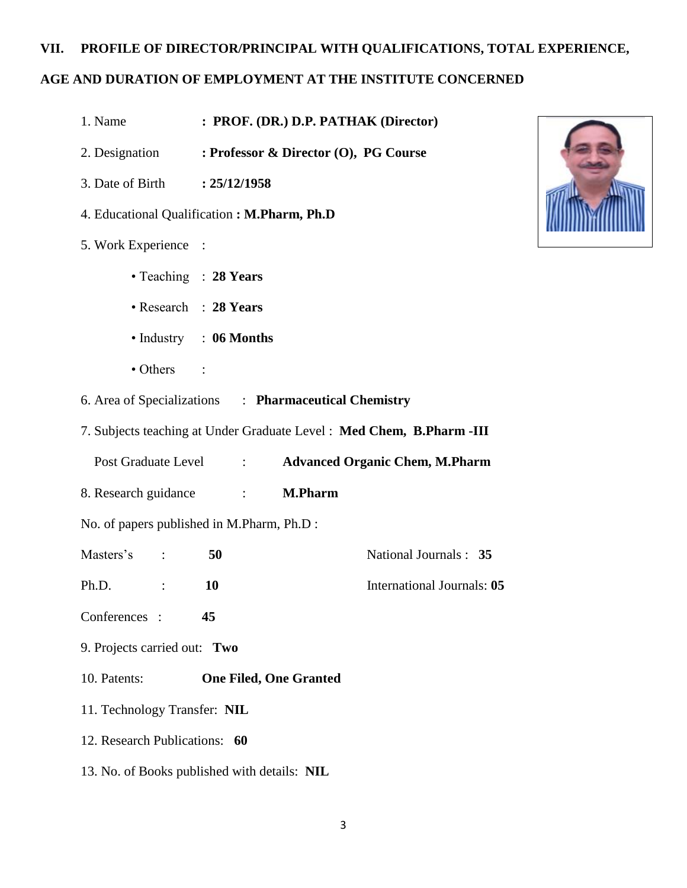## VII. PROFILE OF DIRECTOR/PRINCIPAL WITH QUALIFICATIONS, TOTAL EXPERIENCE, AGE AND DURATION OF EMPLOYMENT AT THE INSTITUTE CONCERNED

1. Name : **PROF. (DR.) D.P. PATHAK (Director)**
2. Designation : **Professor & Director (O), PG Course**
3. Date of Birth : **25/12/1958**
4. Educational Qualification : **M.Pharm, Ph.D**
5. Work Experience :
    - Teaching : **28 Years**
    - Research : **28 Years**
    - Industry : **06 Months**
    - Others :
6. Area of Specializations : **Pharmaceutical Chemistry**
7. Subjects teaching at Under Graduate Level : **Med Chem, B.Pharm -III**

   Post Graduate Level : **Advanced Organic Chem, M.Pharm**
8. Research guidance : **M.Pharm**

No. of papers published in M.Pharm, Ph.D :

| | | | |
|---|---|---|---|
| Masters's : | **50** | National Journals : | **35** |
| Ph.D. : | **10** | International Journals: | **05** |
| Conferences : | **45** | | |

9. Projects carried out: **Two**
10. Patents: **One Filed, One Granted**
11. Technology Transfer: **NIL**
12. Research Publications: **60**
13. No. of Books published with details: **NIL**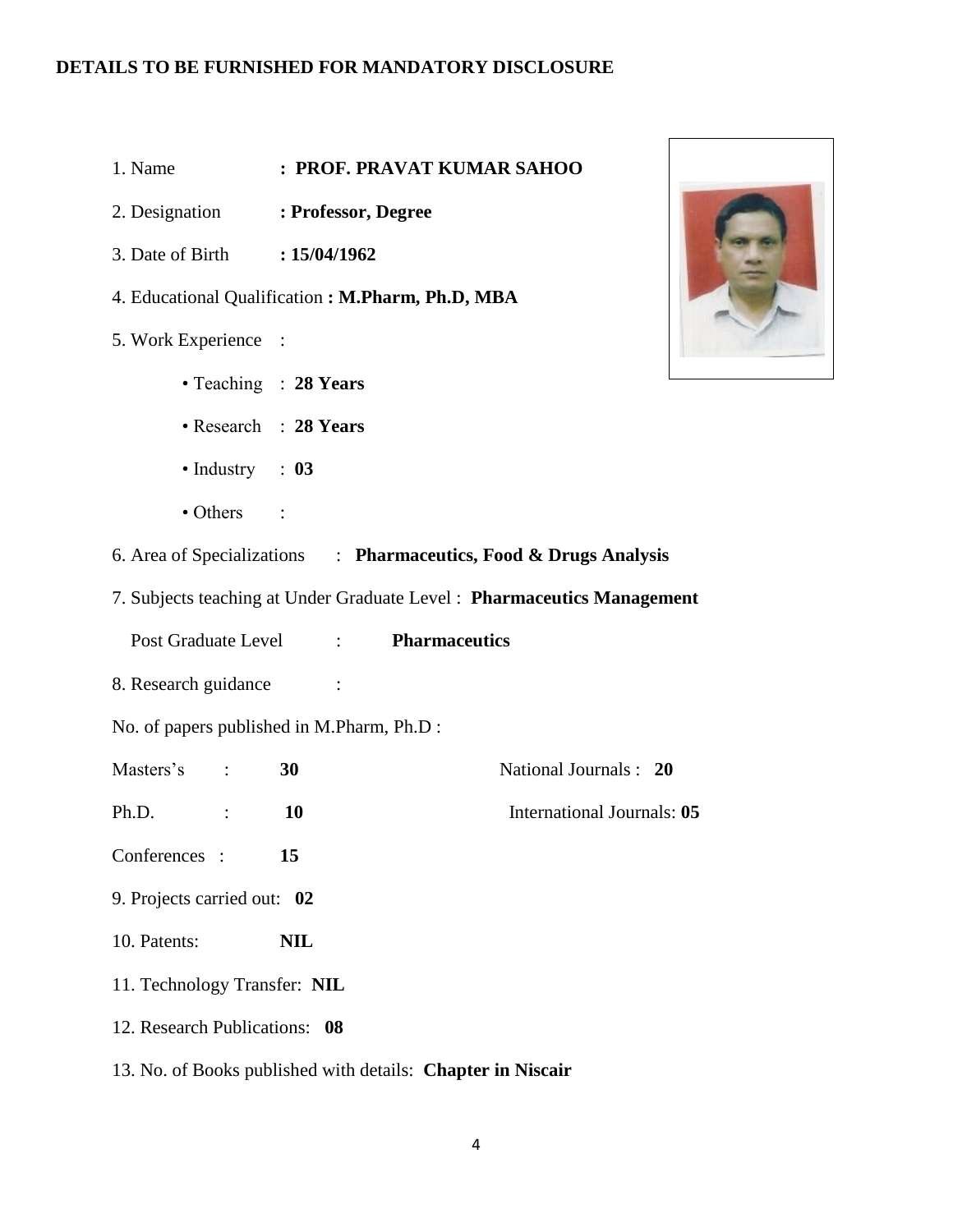**DETAILS TO BE FURNISHED FOR MANDATORY DISCLOSURE**

1. Name : **PROF. PRAVAT KUMAR SAHOO**
2. Designation : **Professor, Degree**
3. Date of Birth : **15/04/1962**
4. Educational Qualification : **M.Pharm, Ph.D, MBA**
5. Work Experience :
   - Teaching : **28 Years**
   - Research : **28 Years**
   - Industry : **03**
   - Others :
6. Area of Specializations : **Pharmaceutics, Food & Drugs Analysis**
7. Subjects teaching at Under Graduate Level : **Pharmaceutics Management**

   Post Graduate Level : **Pharmaceutics**
8. Research guidance :

No. of papers published in M.Pharm, Ph.D :

Masters's : **30** National Journals : **20**

Ph.D. : **10** International Journals: **05**

Conferences : **15**

9. Projects carried out: **02**
10. Patents: **NIL**
11. Technology Transfer: **NIL**
12. Research Publications: **08**
13. No. of Books published with details: **Chapter in Niscair**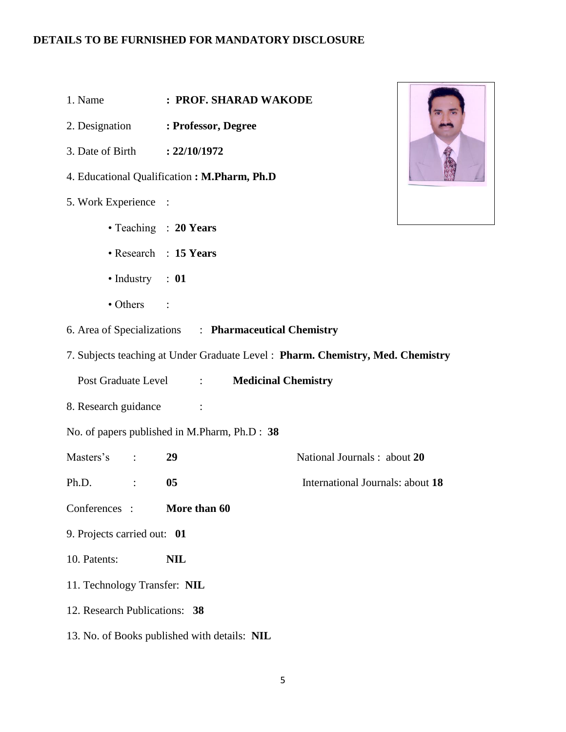**DETAILS TO BE FURNISHED FOR MANDATORY DISCLOSURE**

1. Name : **PROF. SHARAD WAKODE**
2. Designation : **Professor, Degree**
3. Date of Birth : **22/10/1972**
4. Educational Qualification : **M.Pharm, Ph.D**
5. Work Experience :
   - Teaching : **20 Years**
   - Research : **15 Years**
   - Industry : **01**
   - Others :
6. Area of Specializations : **Pharmaceutical Chemistry**
7. Subjects teaching at Under Graduate Level : **Pharm. Chemistry, Med. Chemistry**

   Post Graduate Level : **Medicinal Chemistry**

8. Research guidance :

No. of papers published in M.Pharm, Ph.D : **38**

Masters's : **29** National Journals : about **20**

Ph.D. : **05** International Journals: about **18**

Conferences : **More than 60**

9. Projects carried out: **01**
10. Patents: **NIL**
11. Technology Transfer: **NIL**
12. Research Publications: **38**
13. No. of Books published with details: **NIL**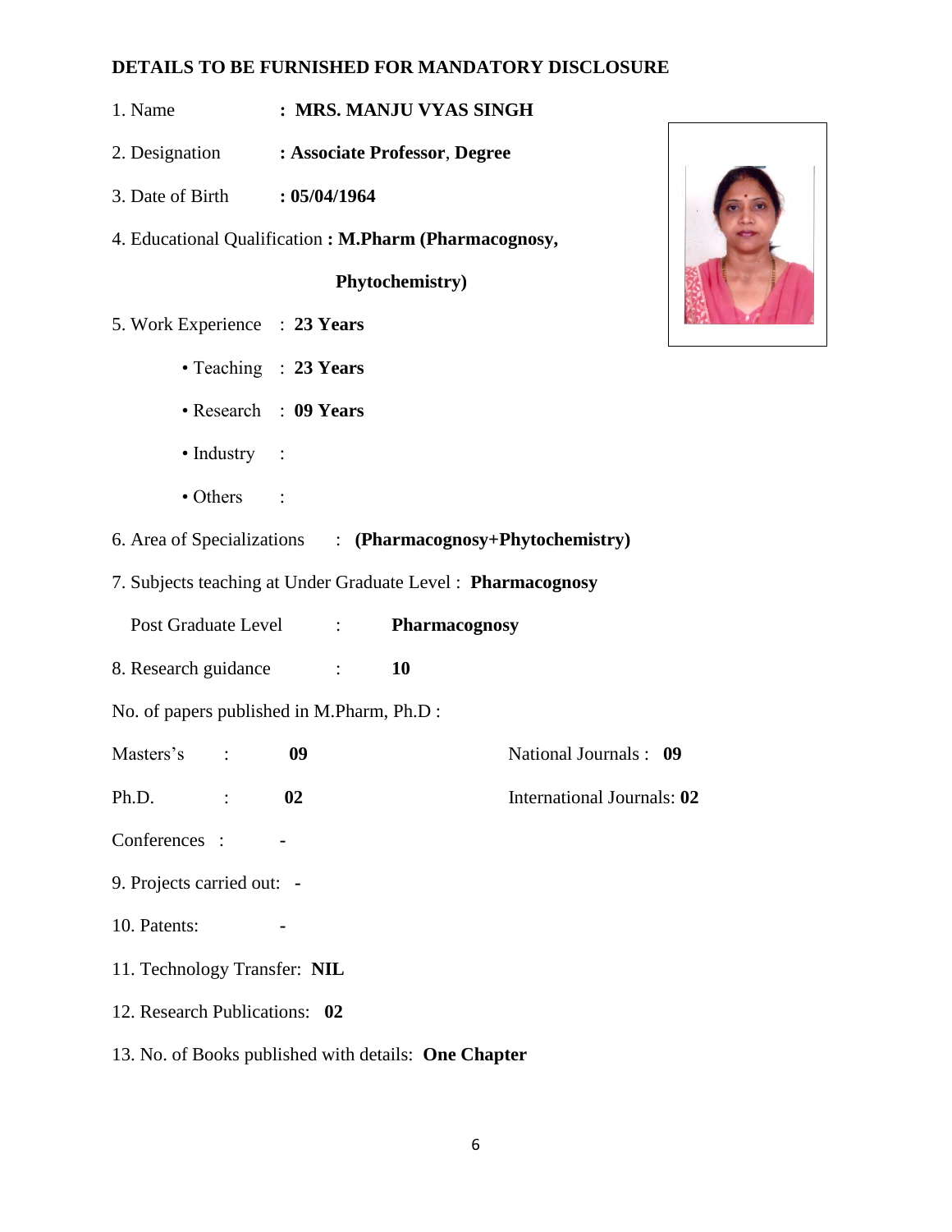**DETAILS TO BE FURNISHED FOR MANDATORY DISCLOSURE**

1. Name : **MRS. MANJU VYAS SINGH**

2. Designation : **Associate Professor**, **Degree**

3. Date of Birth : **05/04/1964**

4. Educational Qualification : **M.Pharm (Pharmacognosy, Phytochemistry)**

5. Work Experience : **23 Years**

   - Teaching : **23 Years**
   - Research : **09 Years**
   - Industry :
   - Others :

6. Area of Specializations : **(Pharmacognosy+Phytochemistry)**

7. Subjects teaching at Under Graduate Level : **Pharmacognosy**

   Post Graduate Level : **Pharmacognosy**

8. Research guidance : **10**

No. of papers published in M.Pharm, Ph.D :

Masters's : **09** National Journals : **09**

Ph.D. : **02** International Journals: **02**

Conferences : **-**

9. Projects carried out: **-**

10. Patents: **-**

11. Technology Transfer: **NIL**

12. Research Publications: **02**

13. No. of Books published with details: **One Chapter**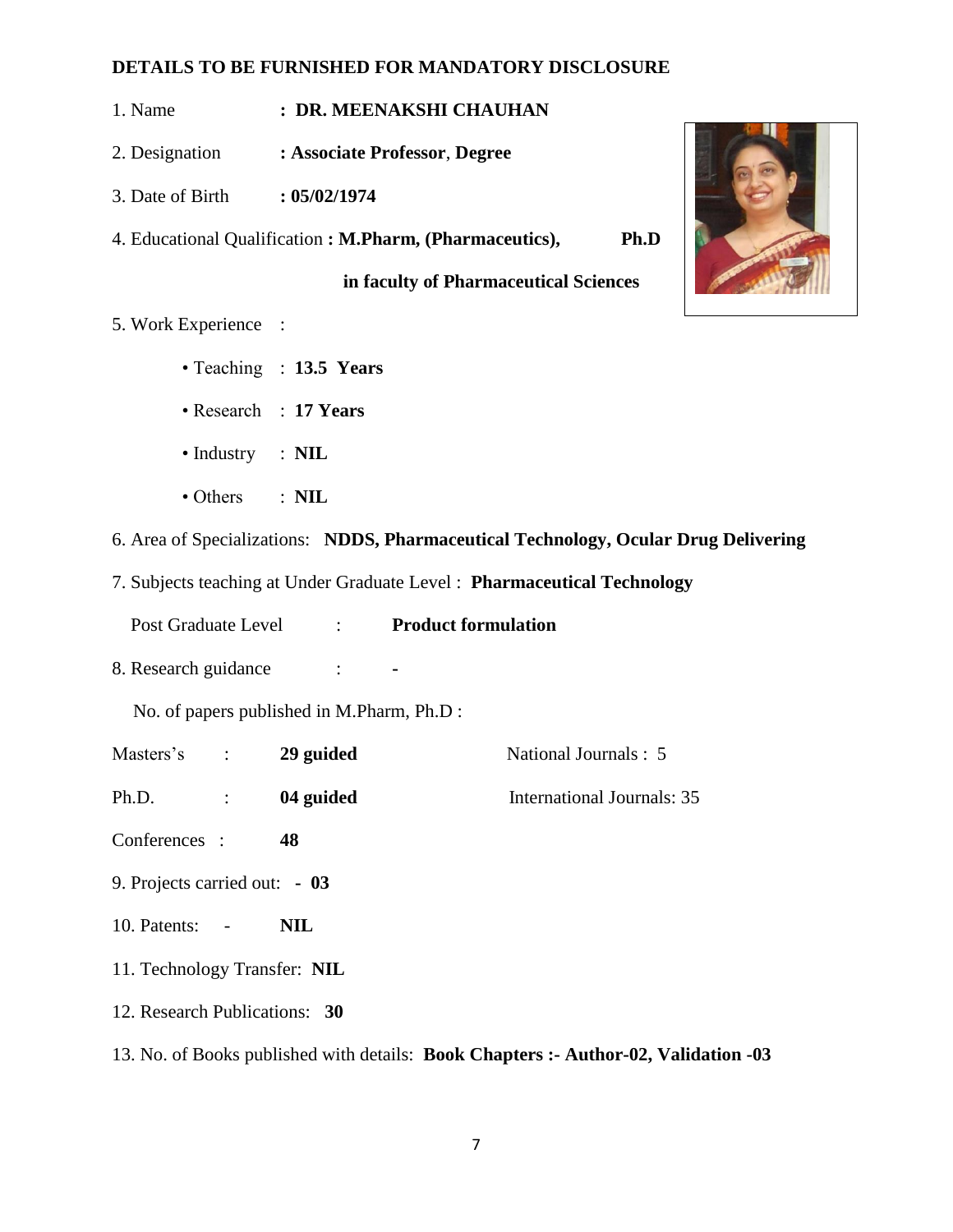**DETAILS TO BE FURNISHED FOR MANDATORY DISCLOSURE**

1. Name : **DR. MEENAKSHI CHAUHAN**
2. Designation : **Associate Professor**, **Degree**
3. Date of Birth : **05/02/1974**
4. Educational Qualification **: M.Pharm, (Pharmaceutics), Ph.D in faculty of Pharmaceutical Sciences**
5. Work Experience :
   - Teaching : **13.5 Years**
   - Research : **17 Years**
   - Industry : **NIL**
   - Others : **NIL**
6. Area of Specializations: **NDDS, Pharmaceutical Technology, Ocular Drug Delivering**
7. Subjects teaching at Under Graduate Level : **Pharmaceutical Technology**

   Post Graduate Level : **Product formulation**
8. Research guidance : **-**

   No. of papers published in M.Pharm, Ph.D :

| | | |
|---|---|---|
| Masters's : | **29 guided** | National Journals : 5 |
| Ph.D. : | **04 guided** | International Journals: 35 |
| Conferences : | **48** | |

9. Projects carried out: - **03**
10. Patents: - **NIL**
11. Technology Transfer: **NIL**
12. Research Publications: **30**
13. No. of Books published with details: **Book Chapters :- Author-02, Validation -03**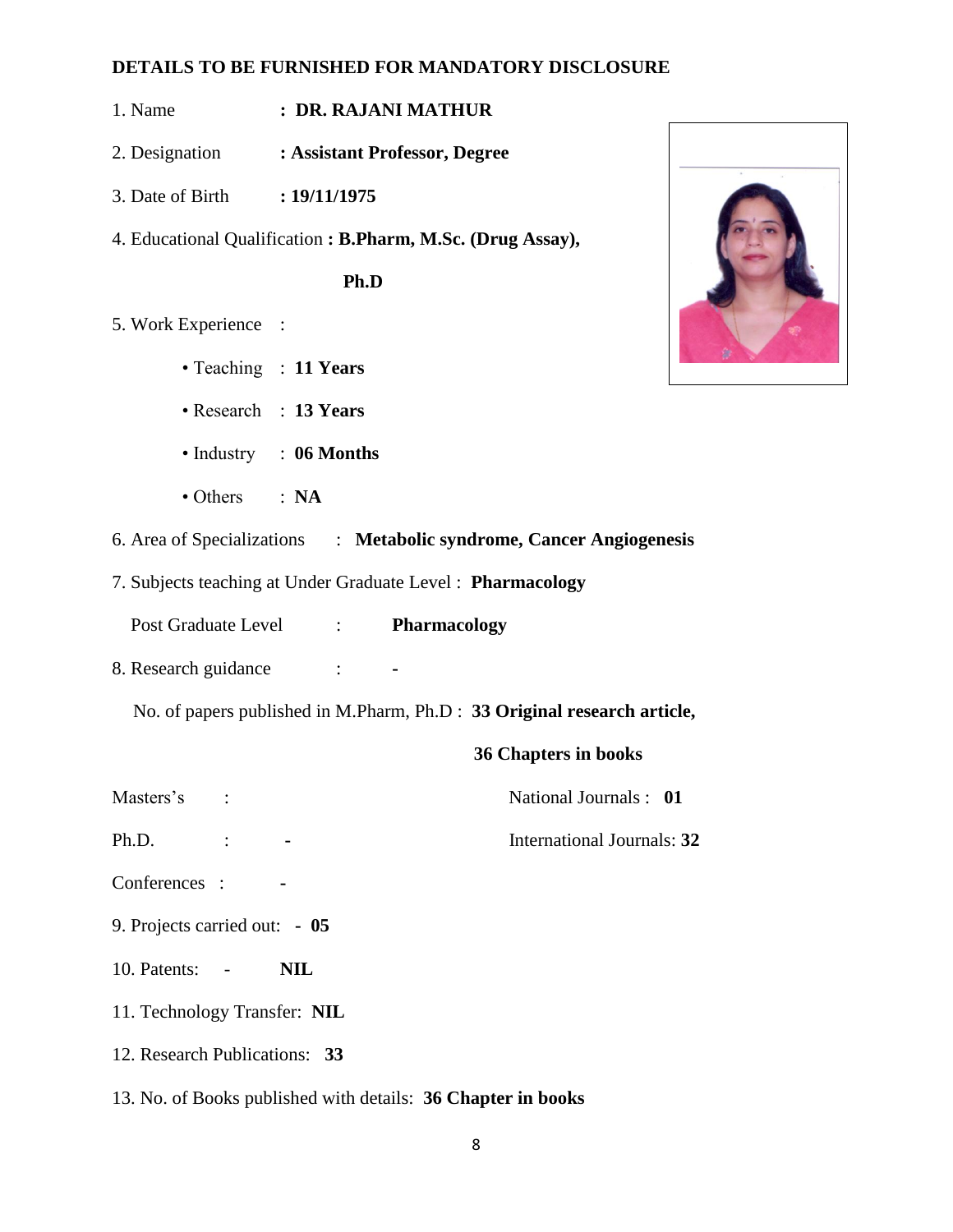**DETAILS TO BE FURNISHED FOR MANDATORY DISCLOSURE**

1. Name : **DR. RAJANI MATHUR**

2. Designation : **Assistant Professor, Degree**

3. Date of Birth : **19/11/1975**

4. Educational Qualification : **B.Pharm, M.Sc. (Drug Assay), Ph.D**

5. Work Experience :

   - Teaching : **11 Years**
   - Research : **13 Years**
   - Industry : **06 Months**
   - Others : **NA**

6. Area of Specializations : **Metabolic syndrome, Cancer Angiogenesis**

7. Subjects teaching at Under Graduate Level : **Pharmacology**

   Post Graduate Level : **Pharmacology**

8. Research guidance : -

   No. of papers published in M.Pharm, Ph.D : **33 Original research article, 36 Chapters in books**

   Masters's :

   National Journals : **01**

   Ph.D. : -

   International Journals: **32**

   Conferences : -

9. Projects carried out: - **05**

10. Patents: - **NIL**

11. Technology Transfer: **NIL**

12. Research Publications: **33**

13. No. of Books published with details: **36 Chapter in books**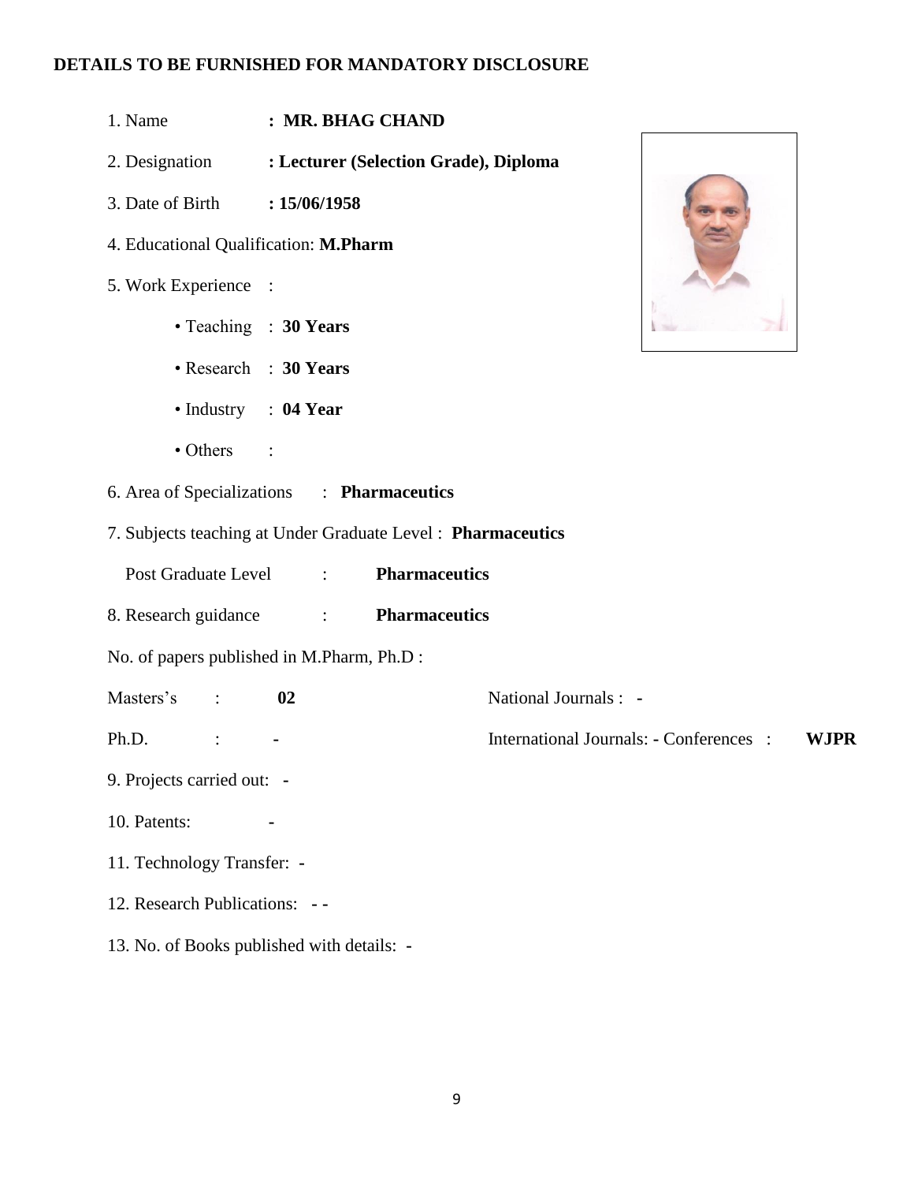**DETAILS TO BE FURNISHED FOR MANDATORY DISCLOSURE**

1. Name : **MR. BHAG CHAND**
2. Designation : **Lecturer (Selection Grade), Diploma**
3. Date of Birth : **15/06/1958**
4. Educational Qualification: **M.Pharm**
5. Work Experience :
   - Teaching : **30 Years**
   - Research : **30 Years**
   - Industry : **04 Year**
   - Others :
6. Area of Specializations : **Pharmaceutics**
7. Subjects teaching at Under Graduate Level : **Pharmaceutics**

   Post Graduate Level : **Pharmaceutics**
8. Research guidance : **Pharmaceutics**

No. of papers published in M.Pharm, Ph.D :

Masters's : **02**

Ph.D. : -

National Journals : -

International Journals: - Conferences : **WJPR**

9. Projects carried out: -
10. Patents: -
11. Technology Transfer: -
12. Research Publications: - -
13. No. of Books published with details: -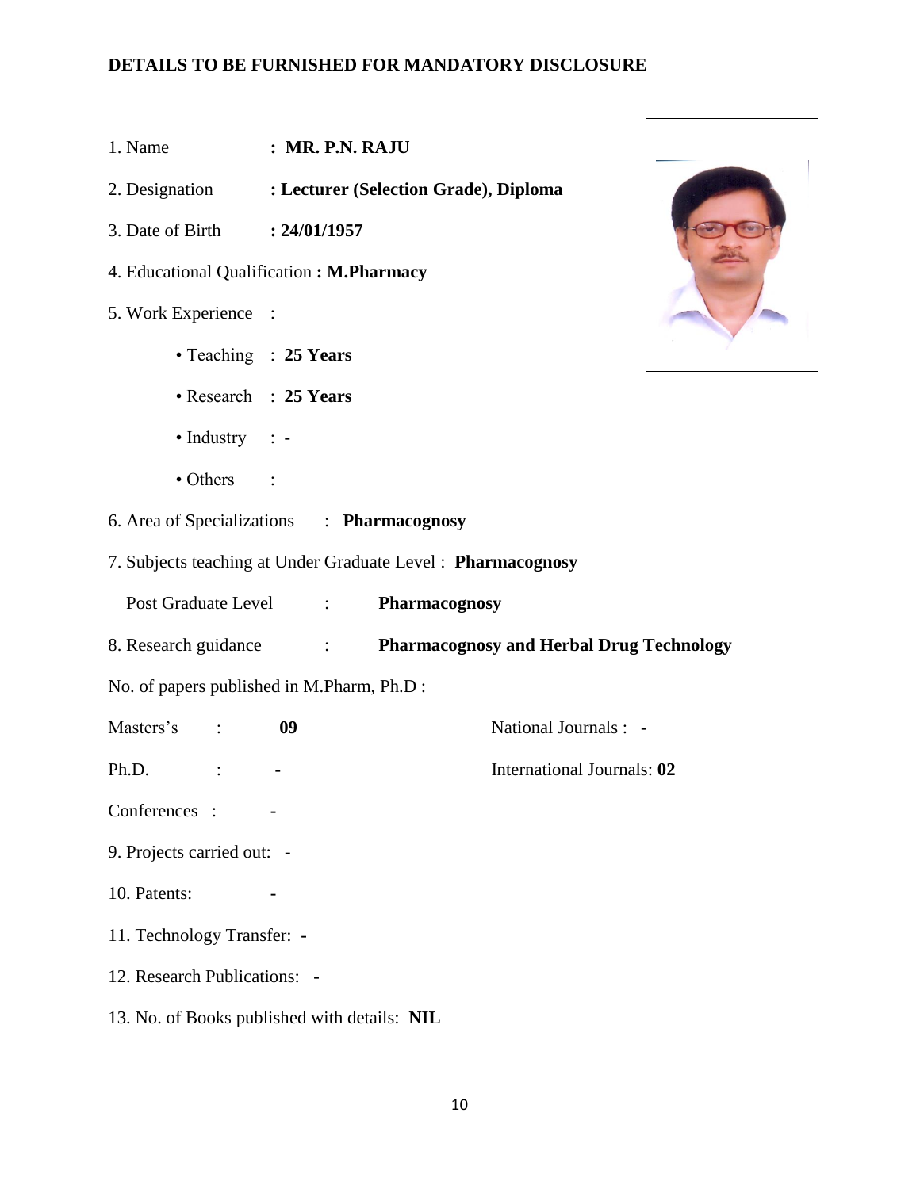**DETAILS TO BE FURNISHED FOR MANDATORY DISCLOSURE**

1. Name : **MR. P.N. RAJU**
2. Designation : **Lecturer (Selection Grade), Diploma**
3. Date of Birth : **24/01/1957**
4. Educational Qualification : **M.Pharmacy**
5. Work Experience :
   - Teaching : **25 Years**
   - Research : **25 Years**
   - Industry : -
   - Others :
6. Area of Specializations : **Pharmacognosy**
7. Subjects teaching at Under Graduate Level : **Pharmacognosy**

   Post Graduate Level : **Pharmacognosy**

8. Research guidance : **Pharmacognosy and Herbal Drug Technology**

No. of papers published in M.Pharm, Ph.D :

Masters's : **09**

Ph.D. : -

Conferences : -

National Journals : -

International Journals: **02**

9. Projects carried out: -
10. Patents: -
11. Technology Transfer: -
12. Research Publications: -
13. No. of Books published with details: **NIL**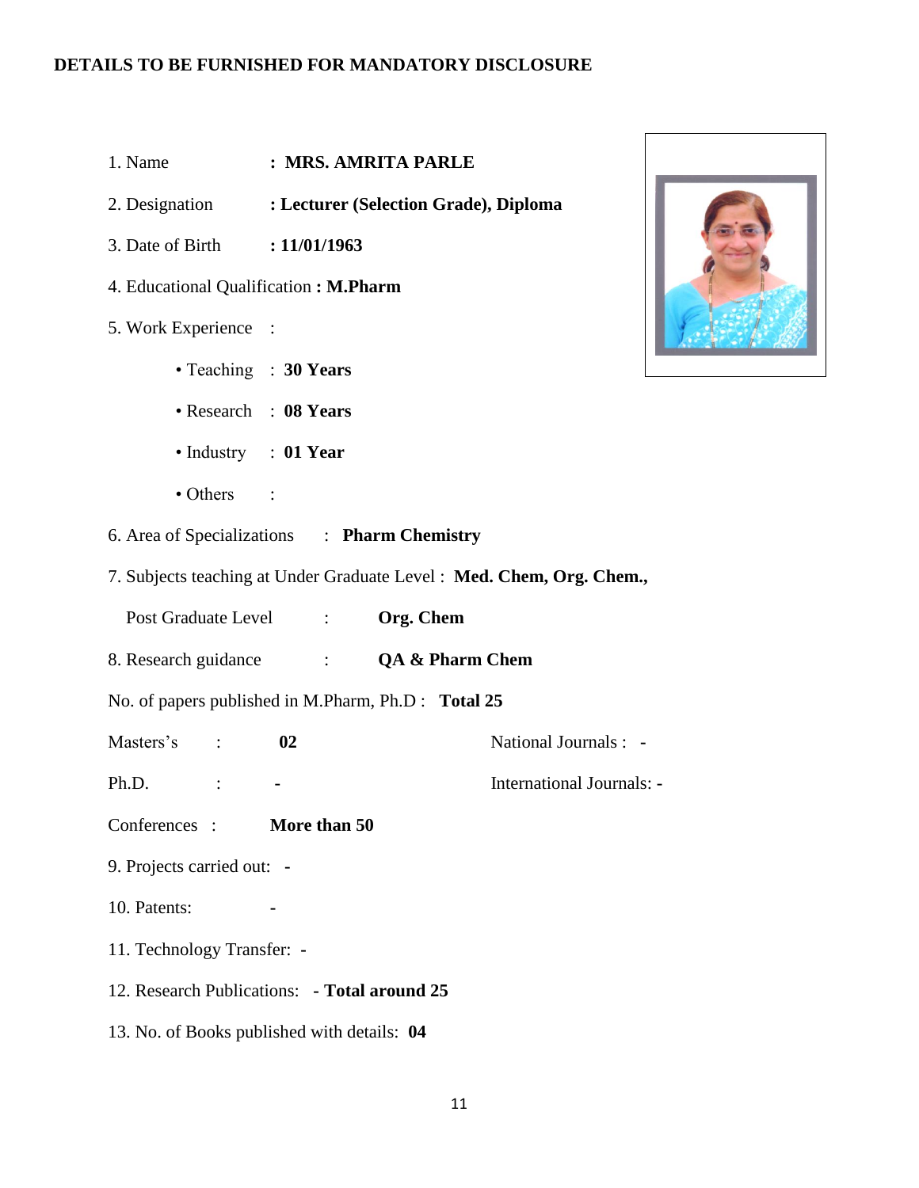**DETAILS TO BE FURNISHED FOR MANDATORY DISCLOSURE**

1. Name : **MRS. AMRITA PARLE**
2. Designation : **Lecturer (Selection Grade), Diploma**
3. Date of Birth : **11/01/1963**
4. Educational Qualification : **M.Pharm**
5. Work Experience :
   - Teaching : **30 Years**
   - Research : **08 Years**
   - Industry : **01 Year**
   - Others :
6. Area of Specializations : **Pharm Chemistry**
7. Subjects teaching at Under Graduate Level : **Med. Chem, Org. Chem.,**

   Post Graduate Level : **Org. Chem**

8. Research guidance : **QA & Pharm Chem**

No. of papers published in M.Pharm, Ph.D : **Total 25**

Masters's : **02** National Journals : **-**

Ph.D. : **-** International Journals: **-**

Conferences : **More than 50**

9. Projects carried out: **-**
10. Patents: **-**
11. Technology Transfer: **-**
12. Research Publications: **- Total around 25**
13. No. of Books published with details: **04**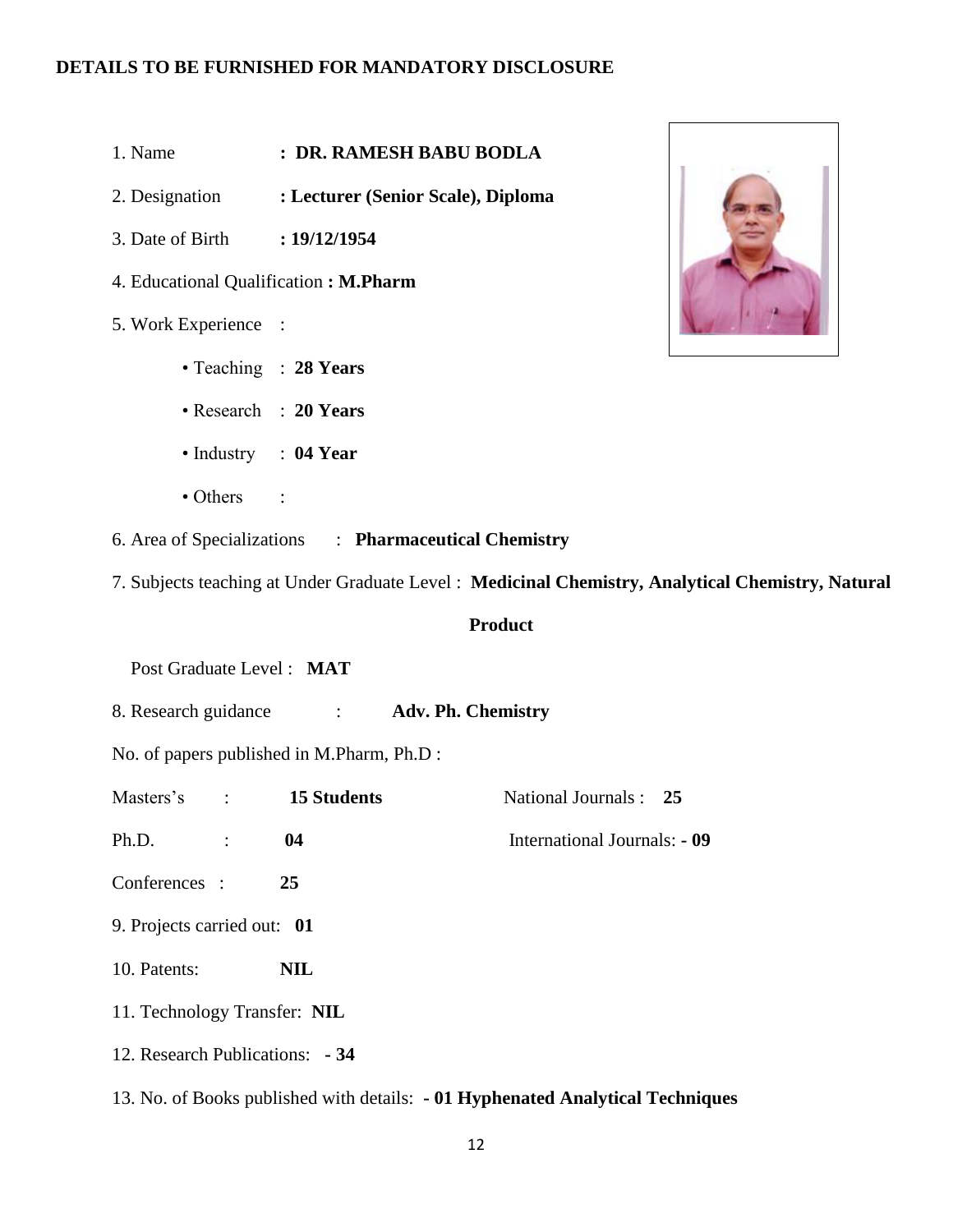**DETAILS TO BE FURNISHED FOR MANDATORY DISCLOSURE**

1. Name **: DR. RAMESH BABU BODLA**
2. Designation **: Lecturer (Senior Scale), Diploma**
3. Date of Birth **: 19/12/1954**
4. Educational Qualification **: M.Pharm**
5. Work Experience :
   - Teaching : **28 Years**
   - Research : **20 Years**
   - Industry : **04 Year**
   - Others :
6. Area of Specializations : **Pharmaceutical Chemistry**
7. Subjects teaching at Under Graduate Level : **Medicinal Chemistry, Analytical Chemistry, Natural Product**

   Post Graduate Level : **MAT**

8. Research guidance : **Adv. Ph. Chemistry**

No. of papers published in M.Pharm, Ph.D :

Masters's : **15 Students** National Journals : **25**

Ph.D. : **04** International Journals: **- 09**

Conferences : **25**

9. Projects carried out: **01**
10. Patents: **NIL**
11. Technology Transfer: **NIL**
12. Research Publications: **- 34**
13. No. of Books published with details: **- 01 Hyphenated Analytical Techniques**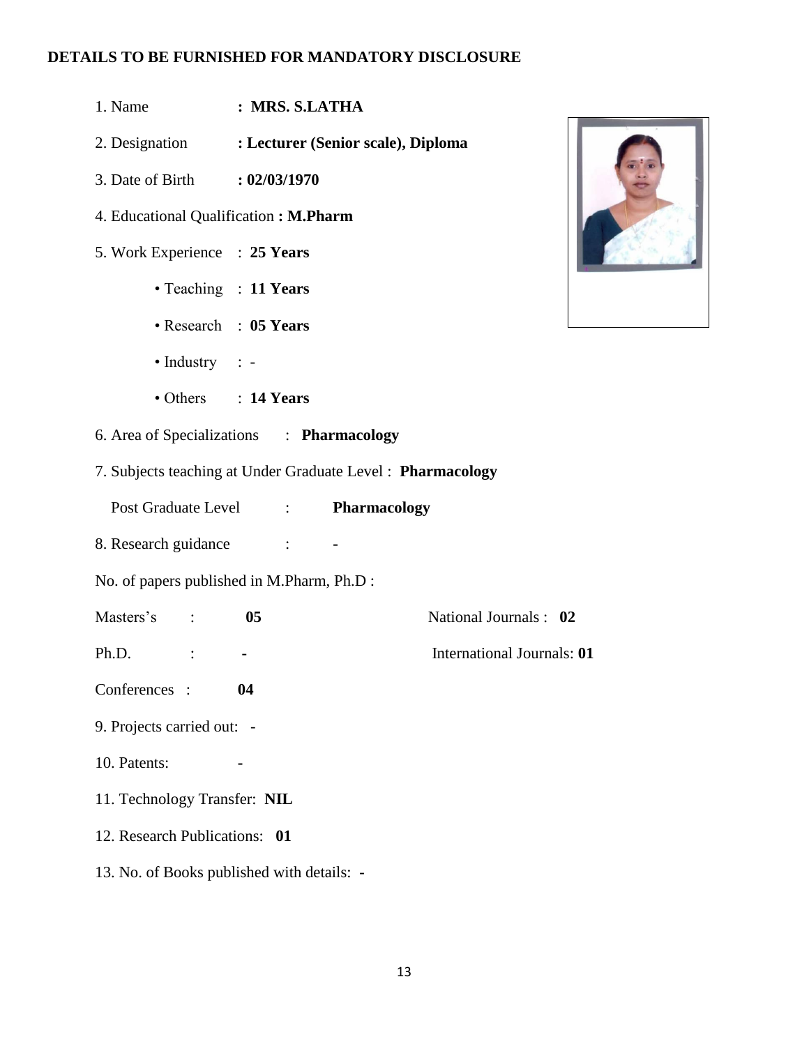**DETAILS TO BE FURNISHED FOR MANDATORY DISCLOSURE**

1. Name : **MRS. S.LATHA**
2. Designation : **Lecturer (Senior scale), Diploma**
3. Date of Birth : **02/03/1970**
4. Educational Qualification : **M.Pharm**
5. Work Experience : **25 Years**
   - Teaching : **11 Years**
   - Research : **05 Years**
   - Industry : -
   - Others : **14 Years**
6. Area of Specializations : **Pharmacology**
7. Subjects teaching at Under Graduate Level : **Pharmacology**

   Post Graduate Level : **Pharmacology**
8. Research guidance : -

No. of papers published in M.Pharm, Ph.D :

Masters's : **05** National Journals : **02**

Ph.D. : - International Journals: **01**

Conferences : **04**

9. Projects carried out: -
10. Patents: -
11. Technology Transfer: **NIL**
12. Research Publications: **01**
13. No. of Books published with details: -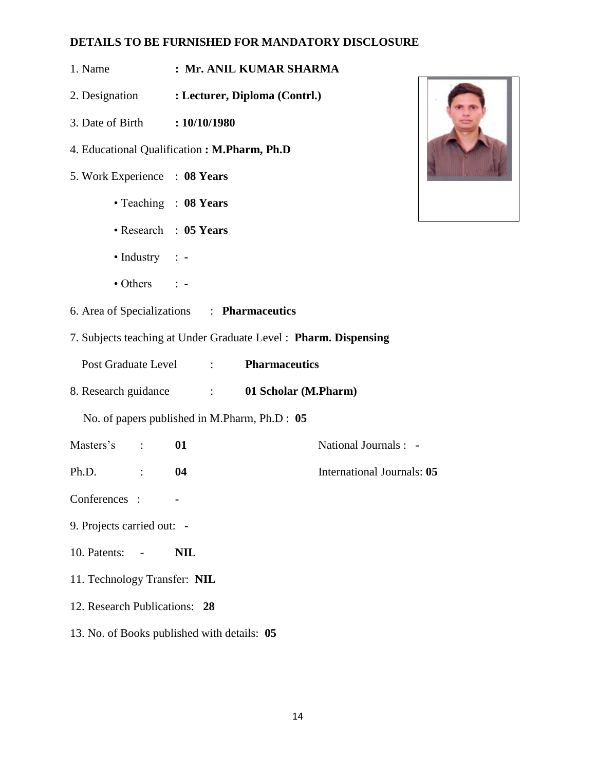**DETAILS TO BE FURNISHED FOR MANDATORY DISCLOSURE**

1. Name : **Mr. ANIL KUMAR SHARMA**

2. Designation : **Lecturer, Diploma (Contrl.)**

3. Date of Birth : **10/10/1980**

4. Educational Qualification : **M.Pharm, Ph.D**

5. Work Experience : **08 Years**

   - Teaching : **08 Years**
   - Research : **05 Years**
   - Industry : -
   - Others : -

6. Area of Specializations : **Pharmaceutics**

7. Subjects teaching at Under Graduate Level : **Pharm. Dispensing**

   Post Graduate Level : **Pharmaceutics**

8. Research guidance : **01 Scholar (M.Pharm)**

   No. of papers published in M.Pharm, Ph.D : **05**

Masters's : **01** National Journals : -

Ph.D. : **04** International Journals: **05**

Conferences : -

9. Projects carried out: -

10. Patents: - **NIL**

11. Technology Transfer: **NIL**

12. Research Publications: **28**

13. No. of Books published with details: **05**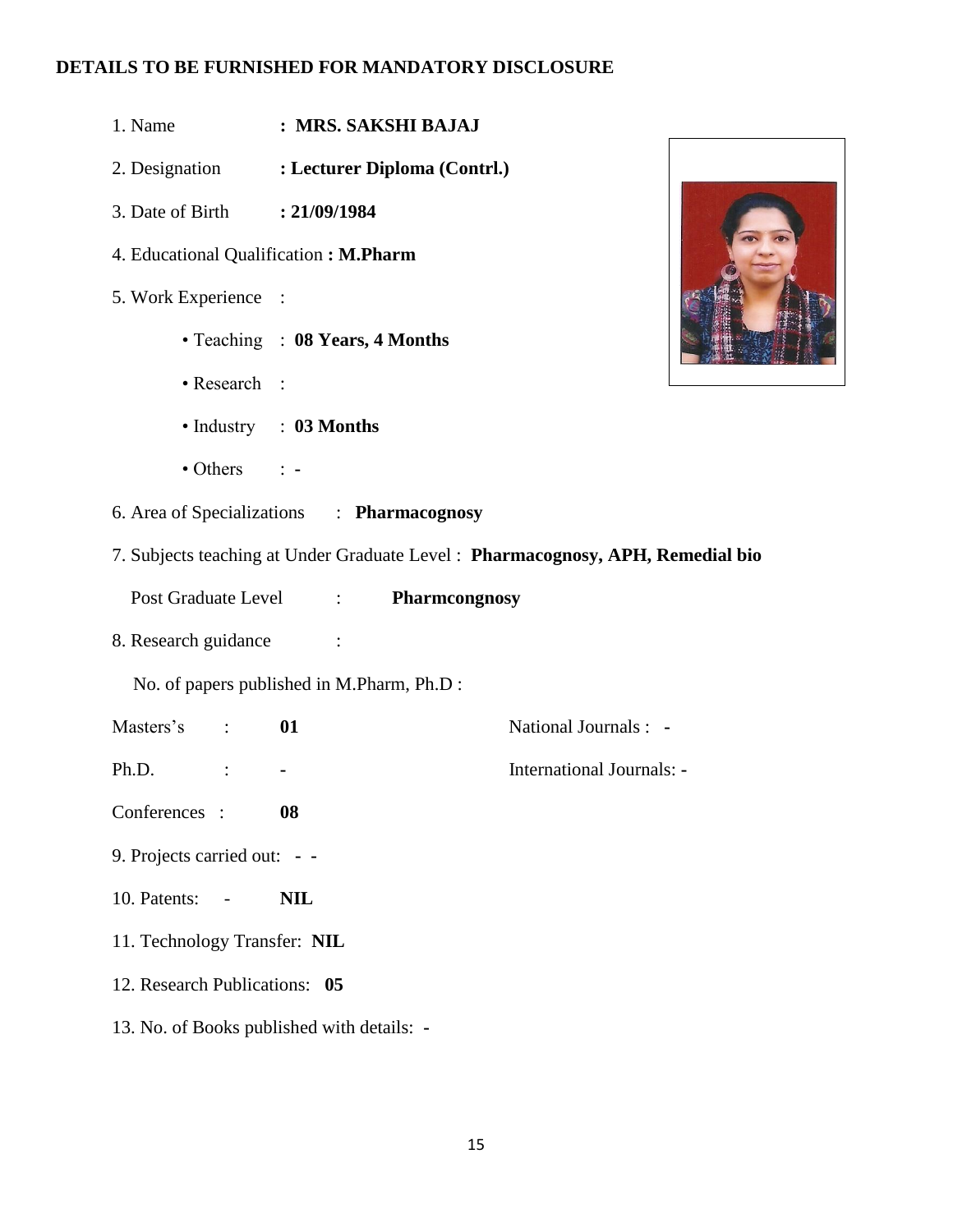**DETAILS TO BE FURNISHED FOR MANDATORY DISCLOSURE**

1. Name **: MRS. SAKSHI BAJAJ**
2. Designation **: Lecturer Diploma (Contrl.)**
3. Date of Birth **: 21/09/1984**
4. Educational Qualification **: M.Pharm**
5. Work Experience :
   - Teaching : **08 Years, 4 Months**
   - Research :
   - Industry : **03 Months**
   - Others : **-**
6. Area of Specializations : **Pharmacognosy**
7. Subjects teaching at Under Graduate Level : **Pharmacognosy, APH, Remedial bio**

   Post Graduate Level : **Pharmcongnosy**
8. Research guidance :

   No. of papers published in M.Pharm, Ph.D :

| | | | |
|---|---|---|---|
| Masters's : | **01** | National Journals : | **-** |
| Ph.D. : | **-** | International Journals: | **-** |
| Conferences : | **08** | | |

9. Projects carried out: **- -**
10. Patents: - **NIL**
11. Technology Transfer: **NIL**
12. Research Publications: **05**
13. No. of Books published with details: **-**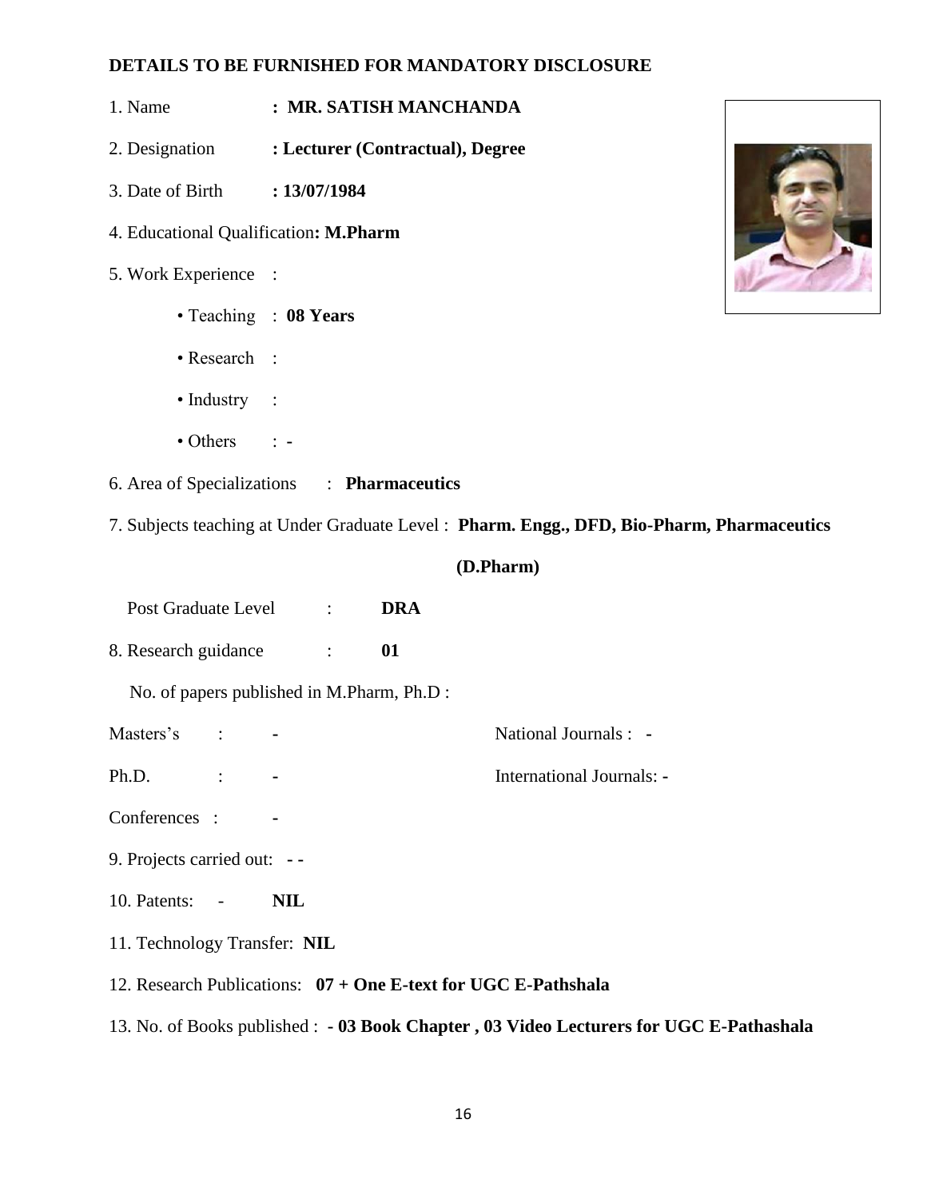**DETAILS TO BE FURNISHED FOR MANDATORY DISCLOSURE**

1. Name : **MR. SATISH MANCHANDA**
2. Designation **: Lecturer (Contractual), Degree**
3. Date of Birth **: 13/07/1984**
4. Educational Qualification**: M.Pharm**
5. Work Experience :
    - Teaching : **08 Years**
    - Research :
    - Industry :
    - Others : -
6. Area of Specializations : **Pharmaceutics**
7. Subjects teaching at Under Graduate Level : **Pharm. Engg., DFD, Bio-Pharm, Pharmaceutics (D.Pharm)**

   Post Graduate Level : **DRA**

8. Research guidance : **01**

   No. of papers published in M.Pharm, Ph.D :

   Masters's : **-**

   National Journals : **-**

   Ph.D. : **-**

   International Journals: **-**

   Conferences : **-**

9. Projects carried out: **- -**
10. Patents: - **NIL**
11. Technology Transfer: **NIL**
12. Research Publications: **07 + One E-text for UGC E-Pathshala**
13. No. of Books published : **- 03 Book Chapter , 03 Video Lecturers for UGC E-Pathashala**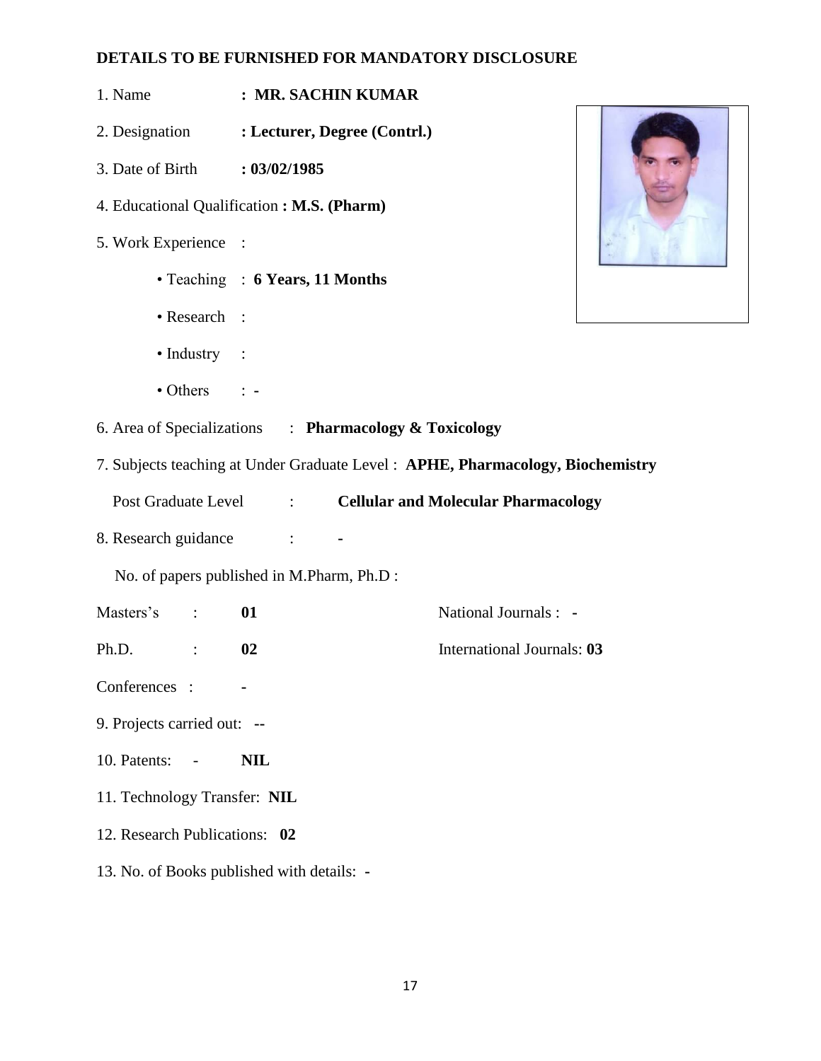**DETAILS TO BE FURNISHED FOR MANDATORY DISCLOSURE**

1. Name : **MR. SACHIN KUMAR**

2. Designation **: Lecturer, Degree (Contrl.)**

3. Date of Birth **: 03/02/1985**

4. Educational Qualification **: M.S. (Pharm)**

5. Work Experience :

   - Teaching : **6 Years, 11 Months**
   - Research :
   - Industry :
   - Others : -

6. Area of Specializations : **Pharmacology & Toxicology**

7. Subjects teaching at Under Graduate Level : **APHE, Pharmacology, Biochemistry**

   Post Graduate Level : **Cellular and Molecular Pharmacology**

8. Research guidance : **-**

   No. of papers published in M.Pharm, Ph.D :

   Masters's : **01** National Journals : -

   Ph.D. : **02** International Journals: **03**

   Conferences : **-**

9. Projects carried out: **--**

10. Patents: - **NIL**

11. Technology Transfer: **NIL**

12. Research Publications: **02**

13. No. of Books published with details: -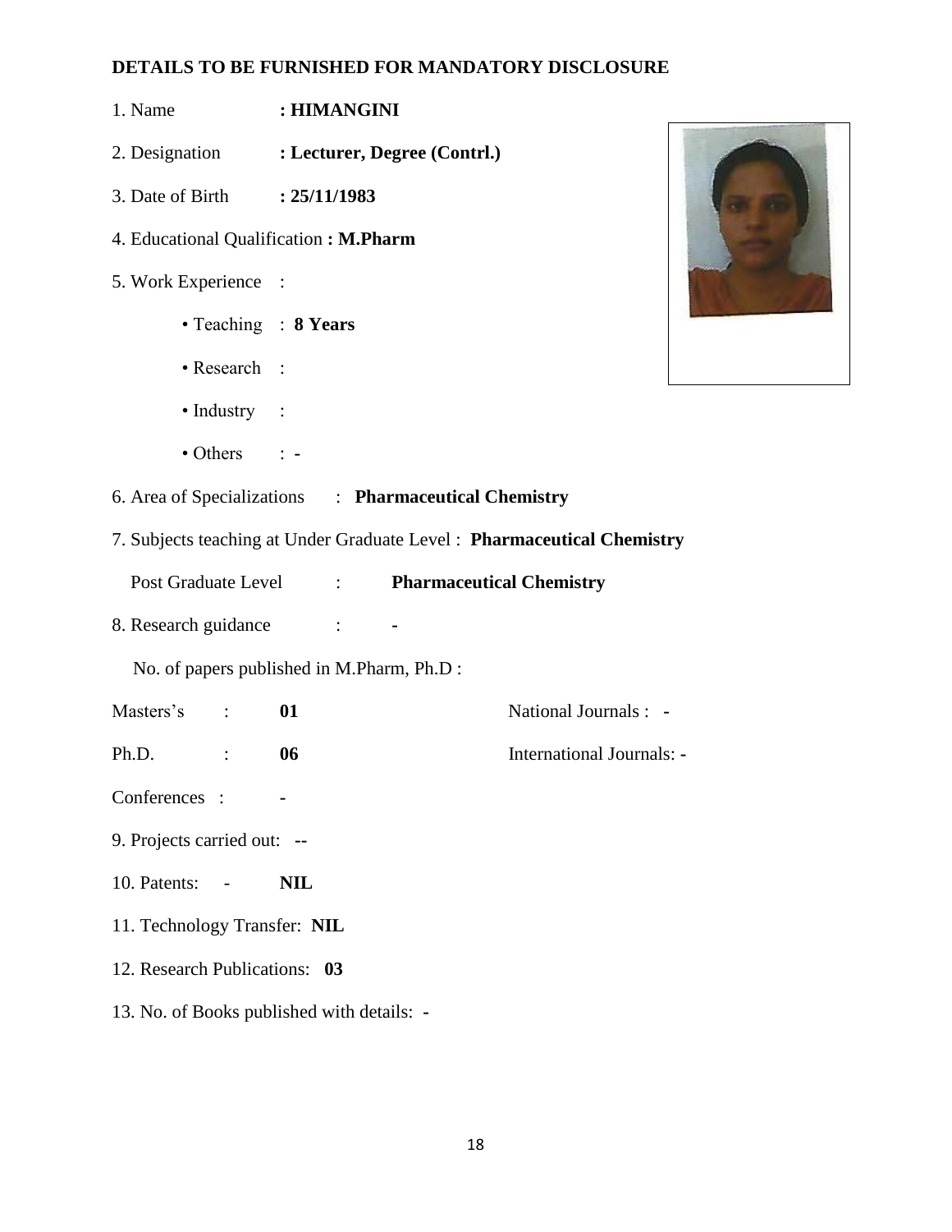**DETAILS TO BE FURNISHED FOR MANDATORY DISCLOSURE**

1. Name **: HIMANGINI**

2. Designation **: Lecturer, Degree (Contrl.)**

3. Date of Birth **: 25/11/1983**

4. Educational Qualification **: M.Pharm**

5. Work Experience :

   - Teaching : **8 Years**
   - Research :
   - Industry :
   - Others : -

6. Area of Specializations : **Pharmaceutical Chemistry**

7. Subjects teaching at Under Graduate Level : **Pharmaceutical Chemistry**

   Post Graduate Level : **Pharmaceutical Chemistry**

8. Research guidance : **-**

   No. of papers published in M.Pharm, Ph.D :

Masters's : **01** National Journals : -

Ph.D. : **06** International Journals: -

Conferences : **-**

9. Projects carried out: **--**

10. Patents: - **NIL**

11. Technology Transfer: **NIL**

12. Research Publications: **03**

13. No. of Books published with details: -